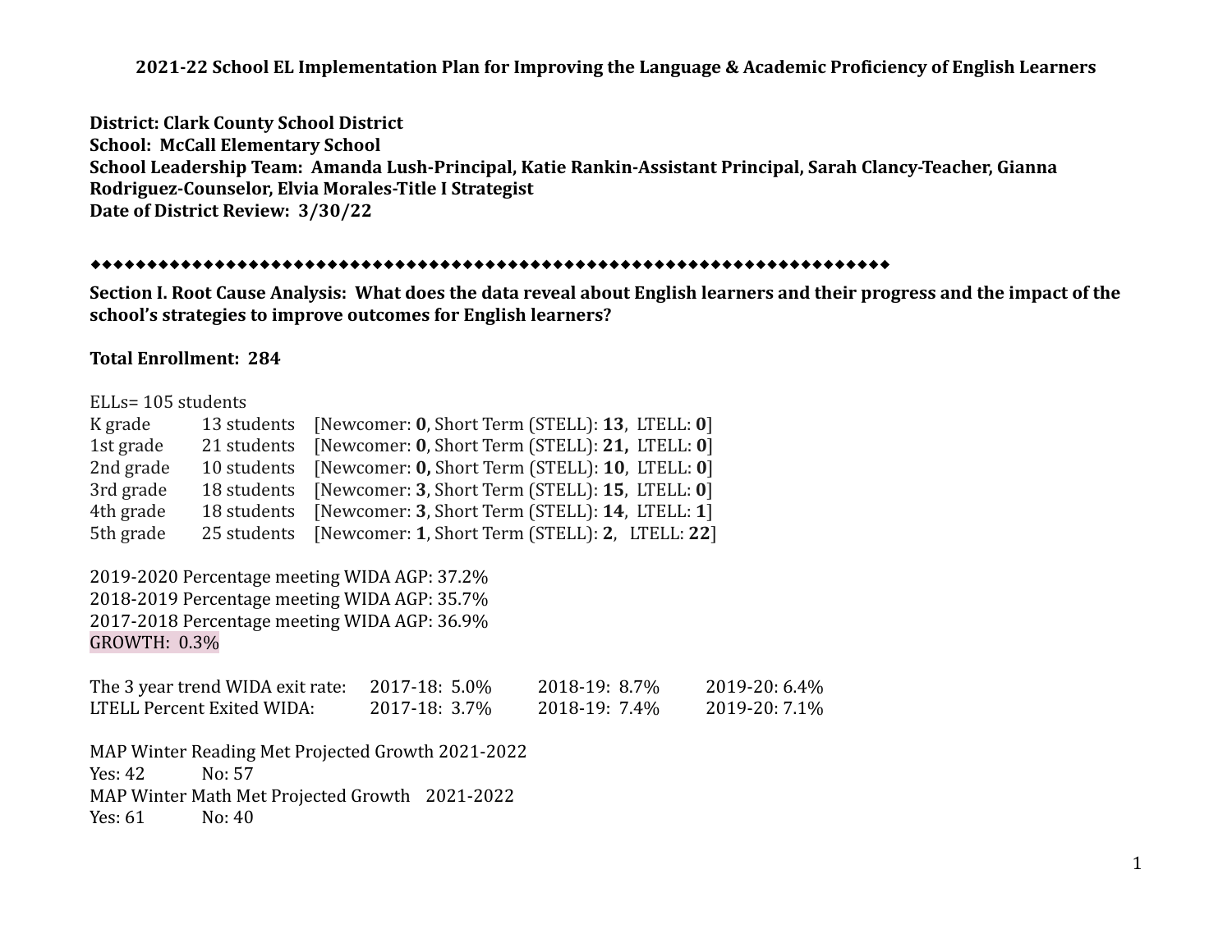**2021-22 School EL Implementation Plan for Improving the Language & Academic Proficiency of English Learners**

**District: Clark County School District**
**School: McCall Elementary School**
**School Leadership Team: Amanda Lush-Principal, Katie Rankin-Assistant Principal, Sarah Clancy-Teacher, Gianna Rodriguez-Counselor, Elvia Morales-Title I Strategist**
**Date of District Review: 3/30/22**

◆◆◆◆◆◆◆◆◆◆◆◆◆◆◆◆◆◆◆◆◆◆◆◆◆◆◆◆◆◆◆◆◆◆◆◆◆◆◆◆◆◆◆◆◆◆◆◆◆◆◆◆◆◆◆◆◆◆◆◆◆◆◆◆◆◆◆◆◆◆◆◆◆◆◆◆◆◆◆◆

**Section I. Root Cause Analysis: What does the data reveal about English learners and their progress and the impact of the school's strategies to improve outcomes for English learners?**

**Total Enrollment: 284**

ELLs= 105 students

| | | |
|---|---|---|
| K grade | 13 students | [Newcomer: **0**, Short Term (STELL): **13**, LTELL: **0**] |
| 1st grade | 21 students | [Newcomer: **0**, Short Term (STELL): **21,** LTELL: **0**] |
| 2nd grade | 10 students | [Newcomer: **0,** Short Term (STELL): **10**, LTELL: **0**] |
| 3rd grade | 18 students | [Newcomer: **3**, Short Term (STELL): **15**, LTELL: **0**] |
| 4th grade | 18 students | [Newcomer: **3**, Short Term (STELL): **14**, LTELL: **1**] |
| 5th grade | 25 students | [Newcomer: **1**, Short Term (STELL): **2**, LTELL: **22**] |

2019-2020 Percentage meeting WIDA AGP: 37.2%
2018-2019 Percentage meeting WIDA AGP: 35.7%
2017-2018 Percentage meeting WIDA AGP: 36.9%
GROWTH: 0.3%

| | | | |
|---|---|---|---|
| The 3 year trend WIDA exit rate: | 2017-18: 5.0% | 2018-19: 8.7% | 2019-20: 6.4% |
| LTELL Percent Exited WIDA: | 2017-18: 3.7% | 2018-19: 7.4% | 2019-20: 7.1% |

MAP Winter Reading Met Projected Growth 2021-2022
Yes: 42 No: 57
MAP Winter Math Met Projected Growth 2021-2022
Yes: 61 No: 40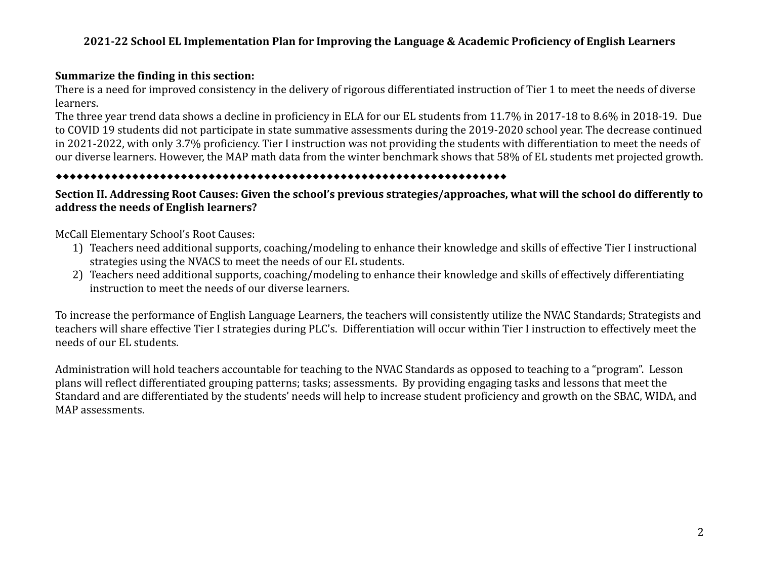**2021-22 School EL Implementation Plan for Improving the Language & Academic Proficiency of English Learners**

**Summarize the finding in this section:**

There is a need for improved consistency in the delivery of rigorous differentiated instruction of Tier 1 to meet the needs of diverse learners.

The three year trend data shows a decline in proficiency in ELA for our EL students from 11.7% in 2017-18 to 8.6% in 2018-19. Due to COVID 19 students did not participate in state summative assessments during the 2019-2020 school year. The decrease continued in 2021-2022, with only 3.7% proficiency. Tier I instruction was not providing the students with differentiation to meet the needs of our diverse learners. However, the MAP math data from the winter benchmark shows that 58% of EL students met projected growth.

◆◆◆◆◆◆◆◆◆◆◆◆◆◆◆◆◆◆◆◆◆◆◆◆◆◆◆◆◆◆◆◆◆◆◆◆◆◆◆◆◆◆◆◆◆◆◆◆◆◆◆◆◆◆◆◆◆◆◆◆◆◆◆◆◆◆◆◆◆◆

**Section II. Addressing Root Causes: Given the school's previous strategies/approaches, what will the school do differently to address the needs of English learners?**

McCall Elementary School's Root Causes:

1) Teachers need additional supports, coaching/modeling to enhance their knowledge and skills of effective Tier I instructional strategies using the NVACS to meet the needs of our EL students.
2) Teachers need additional supports, coaching/modeling to enhance their knowledge and skills of effectively differentiating instruction to meet the needs of our diverse learners.

To increase the performance of English Language Learners, the teachers will consistently utilize the NVAC Standards; Strategists and teachers will share effective Tier I strategies during PLC's. Differentiation will occur within Tier I instruction to effectively meet the needs of our EL students.

Administration will hold teachers accountable for teaching to the NVAC Standards as opposed to teaching to a "program". Lesson plans will reflect differentiated grouping patterns; tasks; assessments. By providing engaging tasks and lessons that meet the Standard and are differentiated by the students' needs will help to increase student proficiency and growth on the SBAC, WIDA, and MAP assessments.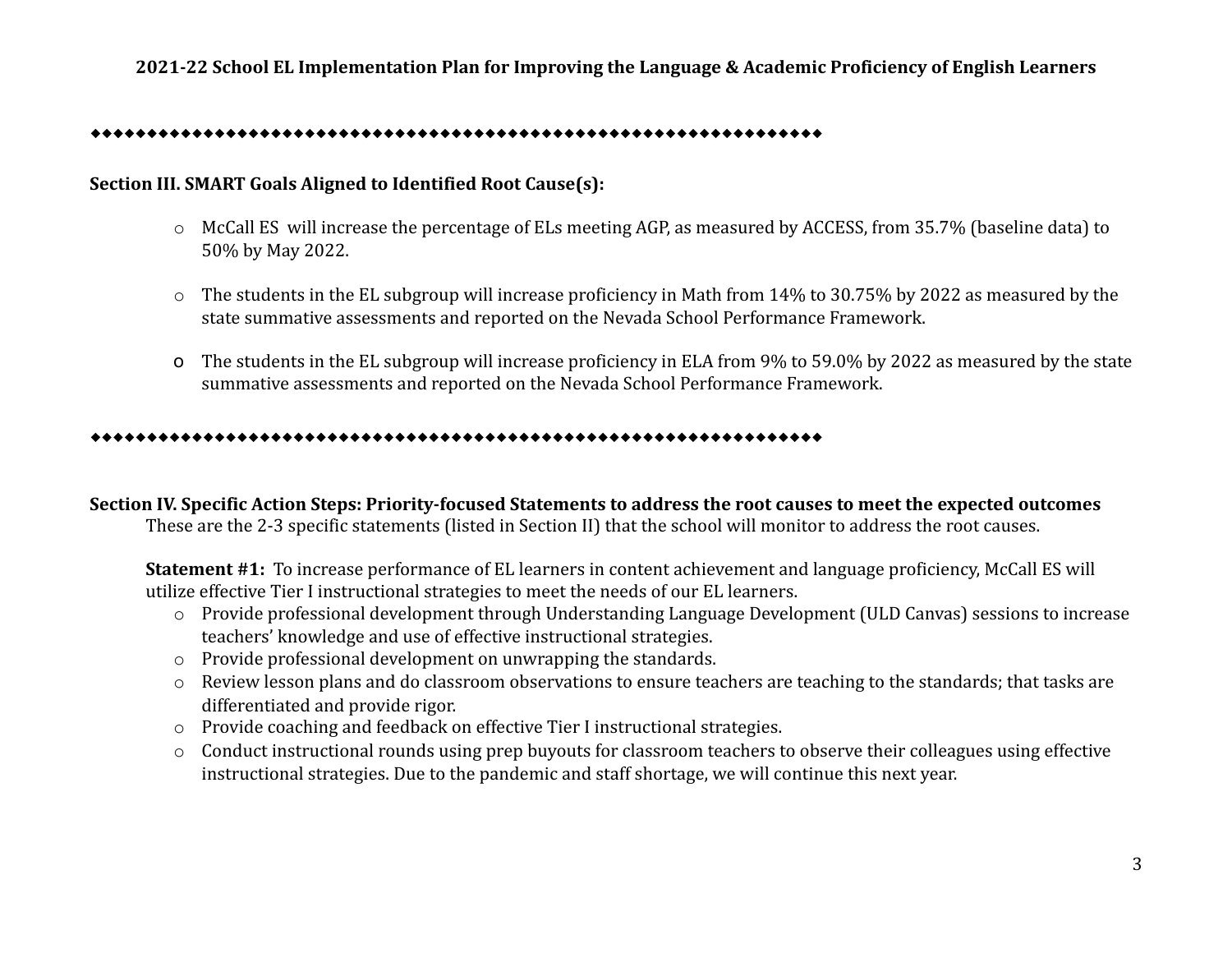**2021-22 School EL Implementation Plan for Improving the Language & Academic Proficiency of English Learners**

◆◆◆◆◆◆◆◆◆◆◆◆◆◆◆◆◆◆◆◆◆◆◆◆◆◆◆◆◆◆◆◆◆◆◆◆◆◆◆◆◆◆◆◆◆◆◆◆◆◆◆◆◆◆◆◆◆◆◆◆◆◆◆◆◆◆◆◆◆◆◆◆◆

**Section III. SMART Goals Aligned to Identified Root Cause(s):**

- McCall ES will increase the percentage of ELs meeting AGP, as measured by ACCESS, from 35.7% (baseline data) to 50% by May 2022.
- The students in the EL subgroup will increase proficiency in Math from 14% to 30.75% by 2022 as measured by the state summative assessments and reported on the Nevada School Performance Framework.
- The students in the EL subgroup will increase proficiency in ELA from 9% to 59.0% by 2022 as measured by the state summative assessments and reported on the Nevada School Performance Framework.

◆◆◆◆◆◆◆◆◆◆◆◆◆◆◆◆◆◆◆◆◆◆◆◆◆◆◆◆◆◆◆◆◆◆◆◆◆◆◆◆◆◆◆◆◆◆◆◆◆◆◆◆◆◆◆◆◆◆◆◆◆◆◆◆◆◆◆◆◆◆◆◆◆

**Section IV. Specific Action Steps: Priority-focused Statements to address the root causes to meet the expected outcomes**

These are the 2-3 specific statements (listed in Section II) that the school will monitor to address the root causes.

**Statement #1:** To increase performance of EL learners in content achievement and language proficiency, McCall ES will utilize effective Tier I instructional strategies to meet the needs of our EL learners.

- Provide professional development through Understanding Language Development (ULD Canvas) sessions to increase teachers' knowledge and use of effective instructional strategies.
- Provide professional development on unwrapping the standards.
- Review lesson plans and do classroom observations to ensure teachers are teaching to the standards; that tasks are differentiated and provide rigor.
- Provide coaching and feedback on effective Tier I instructional strategies.
- Conduct instructional rounds using prep buyouts for classroom teachers to observe their colleagues using effective instructional strategies. Due to the pandemic and staff shortage, we will continue this next year.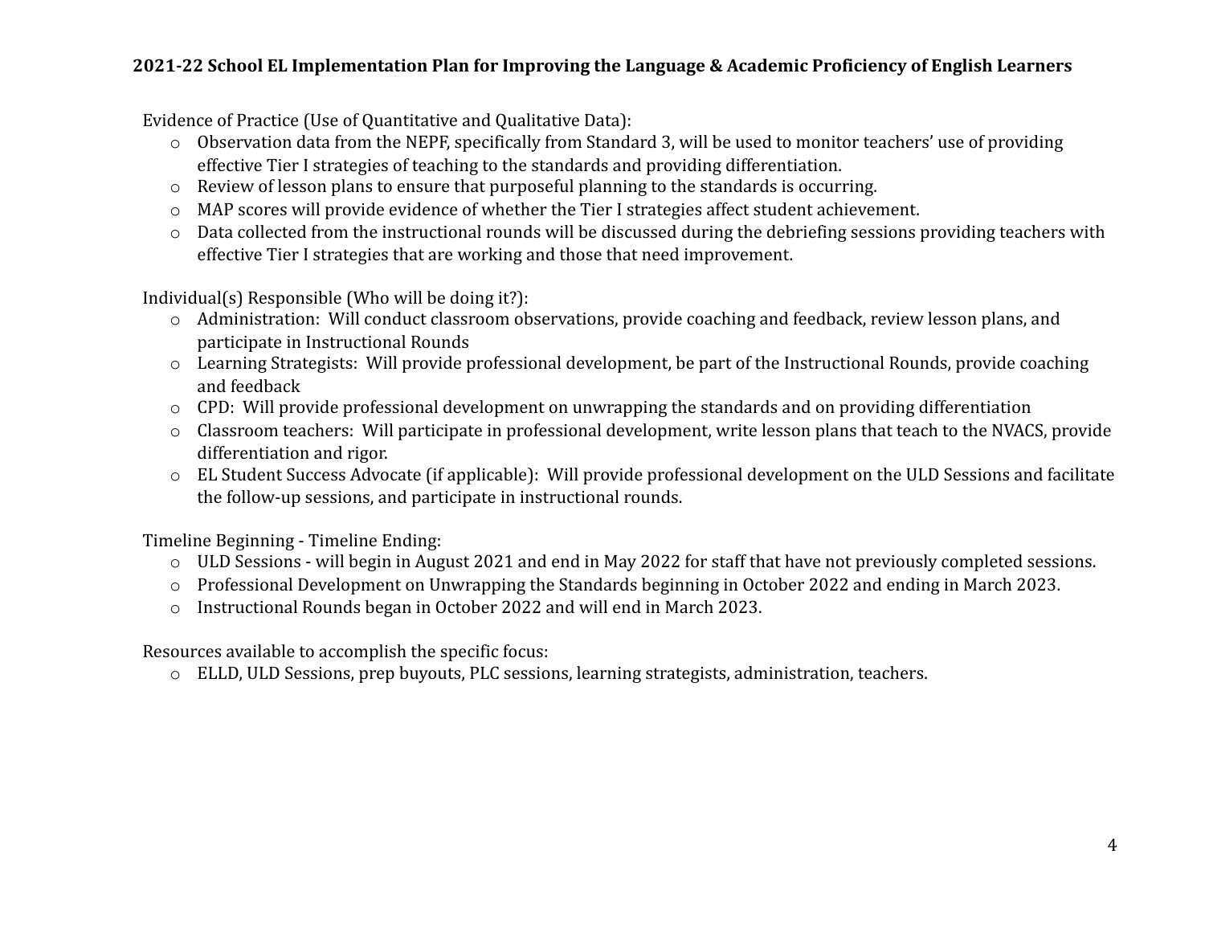**2021-22 School EL Implementation Plan for Improving the Language & Academic Proficiency of English Learners**

Evidence of Practice (Use of Quantitative and Qualitative Data):

- Observation data from the NEPF, specifically from Standard 3, will be used to monitor teachers' use of providing effective Tier I strategies of teaching to the standards and providing differentiation.
- Review of lesson plans to ensure that purposeful planning to the standards is occurring.
- MAP scores will provide evidence of whether the Tier I strategies affect student achievement.
- Data collected from the instructional rounds will be discussed during the debriefing sessions providing teachers with effective Tier I strategies that are working and those that need improvement.

Individual(s) Responsible (Who will be doing it?):

- Administration: Will conduct classroom observations, provide coaching and feedback, review lesson plans, and participate in Instructional Rounds
- Learning Strategists: Will provide professional development, be part of the Instructional Rounds, provide coaching and feedback
- CPD: Will provide professional development on unwrapping the standards and on providing differentiation
- Classroom teachers: Will participate in professional development, write lesson plans that teach to the NVACS, provide differentiation and rigor.
- EL Student Success Advocate (if applicable): Will provide professional development on the ULD Sessions and facilitate the follow-up sessions, and participate in instructional rounds.

Timeline Beginning - Timeline Ending:

- ULD Sessions - will begin in August 2021 and end in May 2022 for staff that have not previously completed sessions.
- Professional Development on Unwrapping the Standards beginning in October 2022 and ending in March 2023.
- Instructional Rounds began in October 2022 and will end in March 2023.

Resources available to accomplish the specific focus:

- ELLD, ULD Sessions, prep buyouts, PLC sessions, learning strategists, administration, teachers.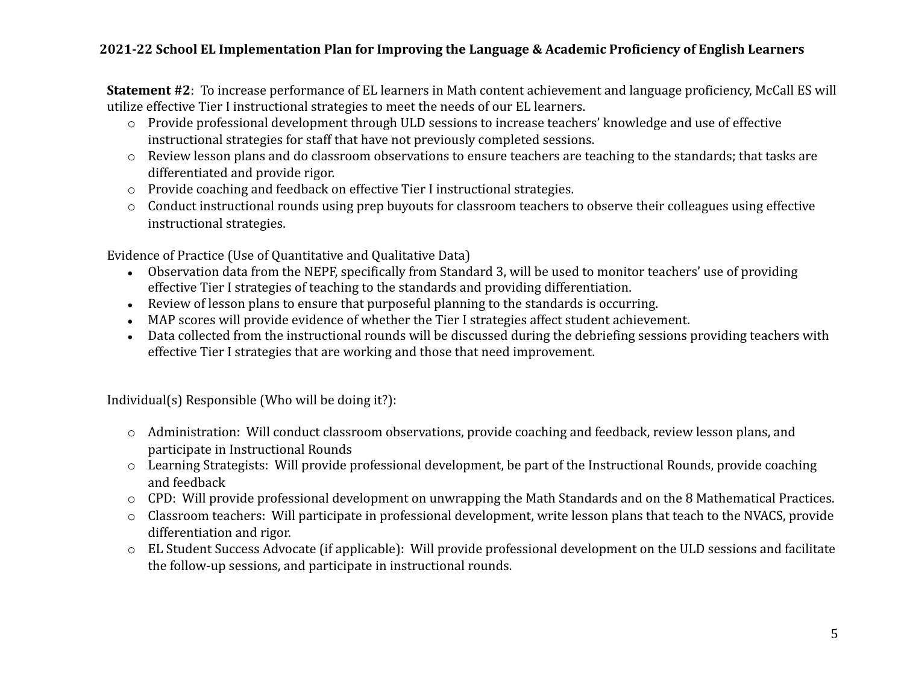## 2021-22 School EL Implementation Plan for Improving the Language & Academic Proficiency of English Learners

**Statement #2**: To increase performance of EL learners in Math content achievement and language proficiency, McCall ES will utilize effective Tier I instructional strategies to meet the needs of our EL learners.

- Provide professional development through ULD sessions to increase teachers' knowledge and use of effective instructional strategies for staff that have not previously completed sessions.
- Review lesson plans and do classroom observations to ensure teachers are teaching to the standards; that tasks are differentiated and provide rigor.
- Provide coaching and feedback on effective Tier I instructional strategies.
- Conduct instructional rounds using prep buyouts for classroom teachers to observe their colleagues using effective instructional strategies.

Evidence of Practice (Use of Quantitative and Qualitative Data)

- Observation data from the NEPF, specifically from Standard 3, will be used to monitor teachers' use of providing effective Tier I strategies of teaching to the standards and providing differentiation.
- Review of lesson plans to ensure that purposeful planning to the standards is occurring.
- MAP scores will provide evidence of whether the Tier I strategies affect student achievement.
- Data collected from the instructional rounds will be discussed during the debriefing sessions providing teachers with effective Tier I strategies that are working and those that need improvement.

Individual(s) Responsible (Who will be doing it?):

- Administration: Will conduct classroom observations, provide coaching and feedback, review lesson plans, and participate in Instructional Rounds
- Learning Strategists: Will provide professional development, be part of the Instructional Rounds, provide coaching and feedback
- CPD: Will provide professional development on unwrapping the Math Standards and on the 8 Mathematical Practices.
- Classroom teachers: Will participate in professional development, write lesson plans that teach to the NVACS, provide differentiation and rigor.
- EL Student Success Advocate (if applicable): Will provide professional development on the ULD sessions and facilitate the follow-up sessions, and participate in instructional rounds.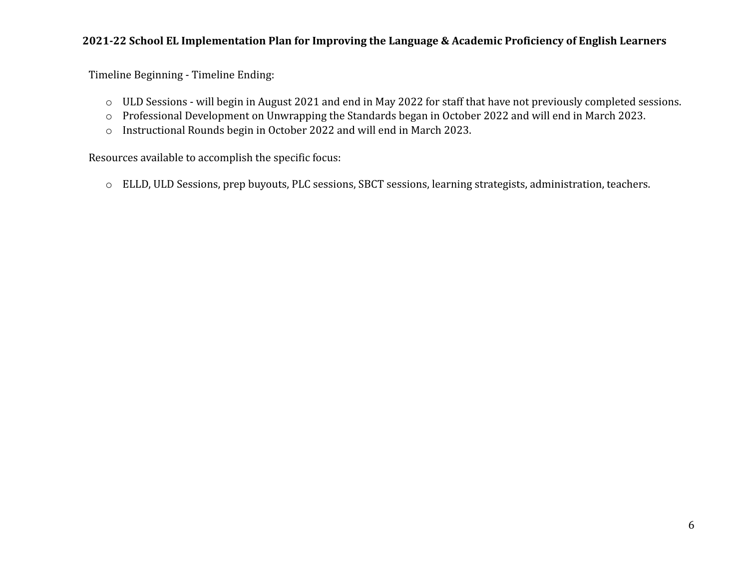Timeline Beginning - Timeline Ending:

- ULD Sessions - will begin in August 2021 and end in May 2022 for staff that have not previously completed sessions.
- Professional Development on Unwrapping the Standards began in October 2022 and will end in March 2023.
- Instructional Rounds begin in October 2022 and will end in March 2023.

Resources available to accomplish the specific focus:

- ELLD, ULD Sessions, prep buyouts, PLC sessions, SBCT sessions, learning strategists, administration, teachers.